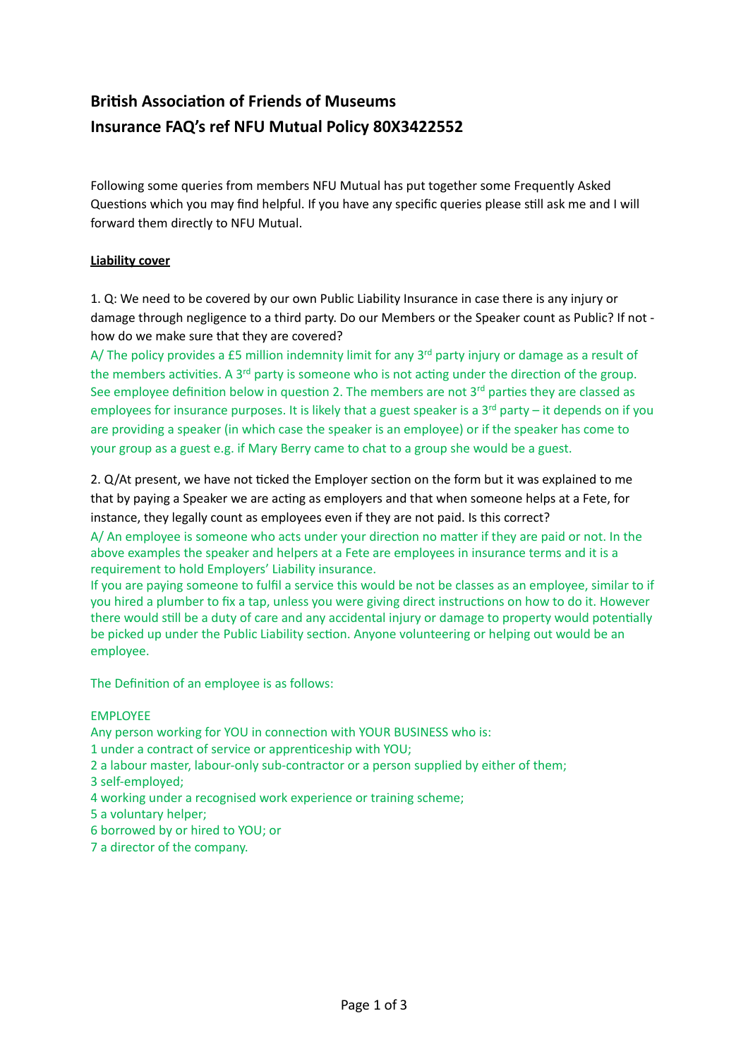# British Association of Friends of Museums

# Insurance FAQ's ref NFU Mutual Policy 80X3422552

Following some queries from members NFU Mutual has put together some Frequently Asked Questions which you may find helpful. If you have any specific queries please still ask me and I will forward them directly to NFU Mutual.

## Liability cover

1. Q: We need to be covered by our own Public Liability Insurance in case there is any injury or damage through negligence to a third party. Do our Members or the Speaker count as Public? If not - how do we make sure that they are covered?

A/ The policy provides a £5 million indemnity limit for any 3rd party injury or damage as a result of the members activities. A 3rd party is someone who is not acting under the direction of the group. See employee definition below in question 2. The members are not 3rd parties they are classed as employees for insurance purposes. It is likely that a guest speaker is a 3rd party – it depends on if you are providing a speaker (in which case the speaker is an employee) or if the speaker has come to your group as a guest e.g. if Mary Berry came to chat to a group she would be a guest.

2. Q/At present, we have not ticked the Employer section on the form but it was explained to me that by paying a Speaker we are acting as employers and that when someone helps at a Fete, for instance, they legally count as employees even if they are not paid. Is this correct?

A/ An employee is someone who acts under your direction no matter if they are paid or not. In the above examples the speaker and helpers at a Fete are employees in insurance terms and it is a requirement to hold Employers' Liability insurance.

If you are paying someone to fulfil a service this would be not be classes as an employee, similar to if you hired a plumber to fix a tap, unless you were giving direct instructions on how to do it. However there would still be a duty of care and any accidental injury or damage to property would potentially be picked up under the Public Liability section. Anyone volunteering or helping out would be an employee.

The Definition of an employee is as follows:

EMPLOYEE

Any person working for YOU in connection with YOUR BUSINESS who is:

1 under a contract of service or apprenticeship with YOU;
2 a labour master, labour-only sub-contractor or a person supplied by either of them;
3 self-employed;
4 working under a recognised work experience or training scheme;
5 a voluntary helper;
6 borrowed by or hired to YOU; or
7 a director of the company.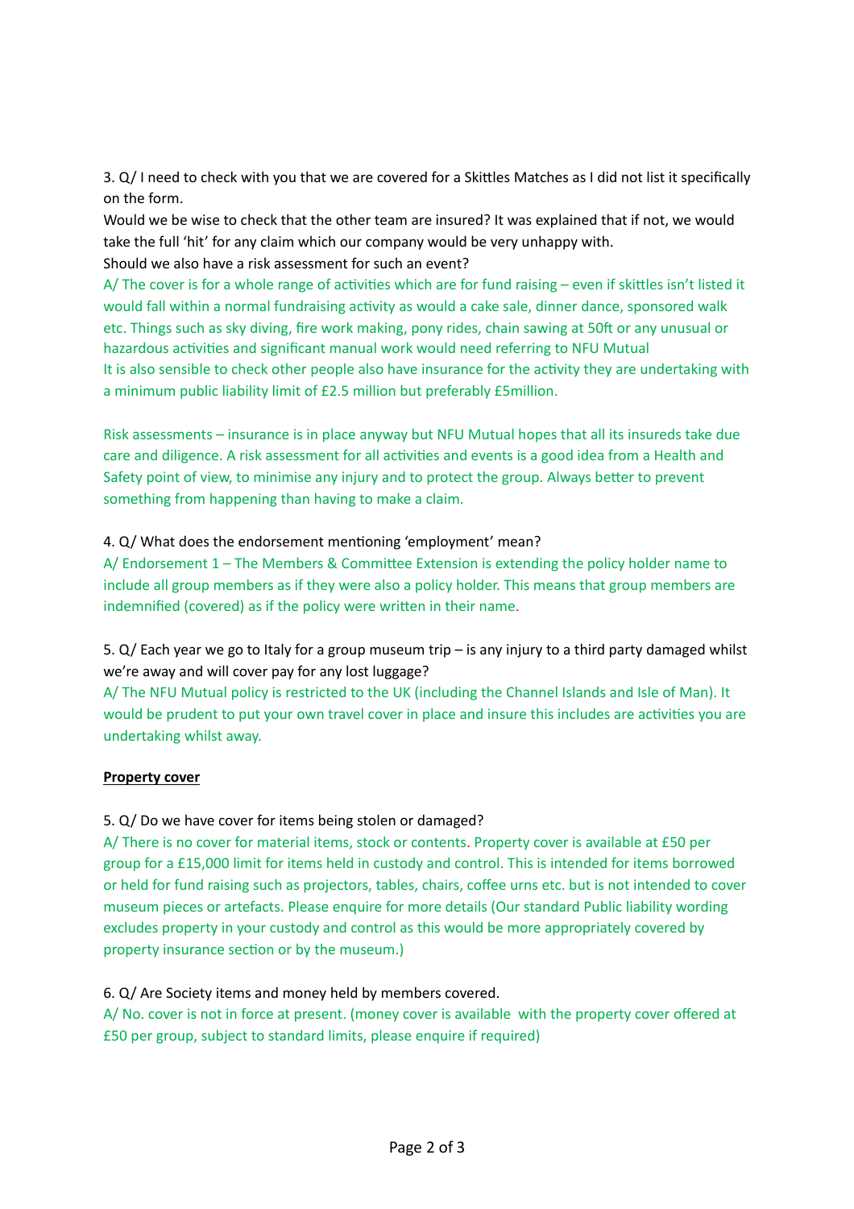3. Q/ I need to check with you that we are covered for a Skittles Matches as I did not list it specifically on the form.

Would we be wise to check that the other team are insured? It was explained that if not, we would take the full 'hit' for any claim which our company would be very unhappy with.

Should we also have a risk assessment for such an event?

A/ The cover is for a whole range of activities which are for fund raising – even if skittles isn't listed it would fall within a normal fundraising activity as would a cake sale, dinner dance, sponsored walk etc. Things such as sky diving, fire work making, pony rides, chain sawing at 50ft or any unusual or hazardous activities and significant manual work would need referring to NFU Mutual

It is also sensible to check other people also have insurance for the activity they are undertaking with a minimum public liability limit of £2.5 million but preferably £5million.

Risk assessments – insurance is in place anyway but NFU Mutual hopes that all its insureds take due care and diligence. A risk assessment for all activities and events is a good idea from a Health and Safety point of view, to minimise any injury and to protect the group. Always better to prevent something from happening than having to make a claim.

4. Q/ What does the endorsement mentioning 'employment' mean?

A/ Endorsement 1 – The Members & Committee Extension is extending the policy holder name to include all group members as if they were also a policy holder. This means that group members are indemnified (covered) as if the policy were written in their name.

5. Q/ Each year we go to Italy for a group museum trip – is any injury to a third party damaged whilst we're away and will cover pay for any lost luggage?

A/ The NFU Mutual policy is restricted to the UK (including the Channel Islands and Isle of Man). It would be prudent to put your own travel cover in place and insure this includes are activities you are undertaking whilst away.

**Property cover**

5. Q/ Do we have cover for items being stolen or damaged?

A/ There is no cover for material items, stock or contents. Property cover is available at £50 per group for a £15,000 limit for items held in custody and control. This is intended for items borrowed or held for fund raising such as projectors, tables, chairs, coffee urns etc. but is not intended to cover museum pieces or artefacts. Please enquire for more details (Our standard Public liability wording excludes property in your custody and control as this would be more appropriately covered by property insurance section or by the museum.)

6. Q/ Are Society items and money held by members covered.

A/ No. cover is not in force at present. (money cover is available with the property cover offered at £50 per group, subject to standard limits, please enquire if required)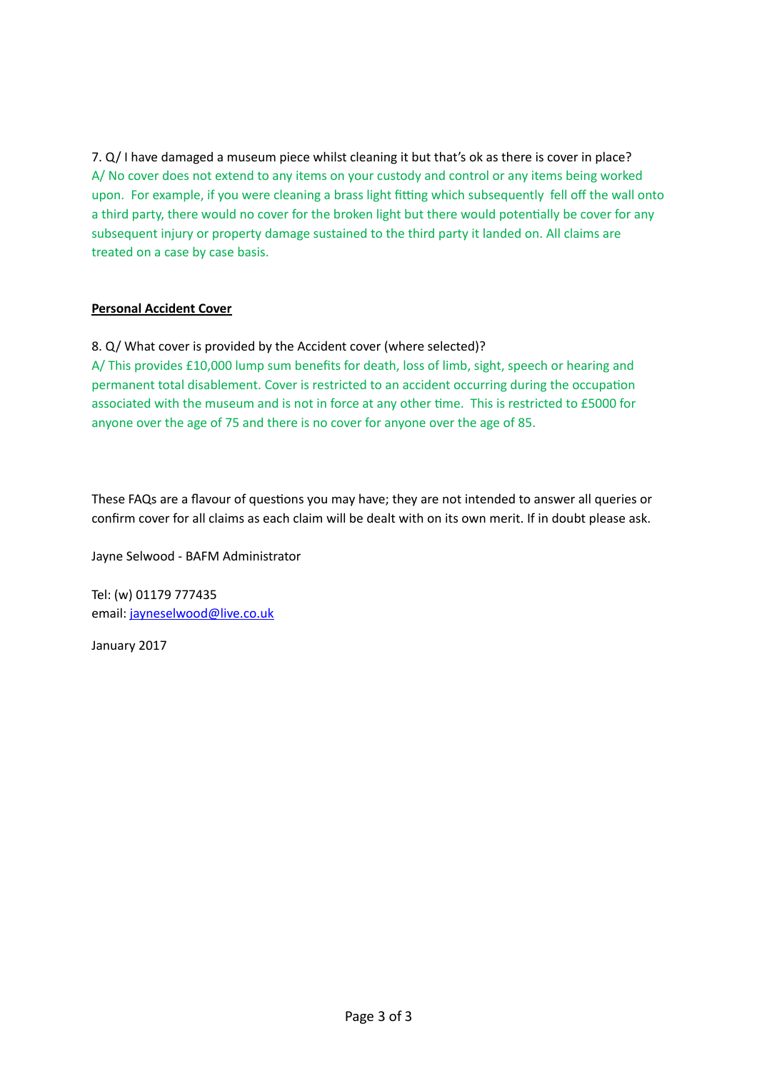7. Q/ I have damaged a museum piece whilst cleaning it but that's ok as there is cover in place?
A/ No cover does not extend to any items on your custody and control or any items being worked upon. For example, if you were cleaning a brass light fitting which subsequently fell off the wall onto a third party, there would no cover for the broken light but there would potentially be cover for any subsequent injury or property damage sustained to the third party it landed on. All claims are treated on a case by case basis.

**Personal Accident Cover**

8. Q/ What cover is provided by the Accident cover (where selected)?
A/ This provides £10,000 lump sum benefits for death, loss of limb, sight, speech or hearing and permanent total disablement. Cover is restricted to an accident occurring during the occupation associated with the museum and is not in force at any other time. This is restricted to £5000 for anyone over the age of 75 and there is no cover for anyone over the age of 85.

These FAQs are a flavour of questions you may have; they are not intended to answer all queries or confirm cover for all claims as each claim will be dealt with on its own merit. If in doubt please ask.

Jayne Selwood - BAFM Administrator

Tel: (w) 01179 777435
email: jayneselwood@live.co.uk

January 2017